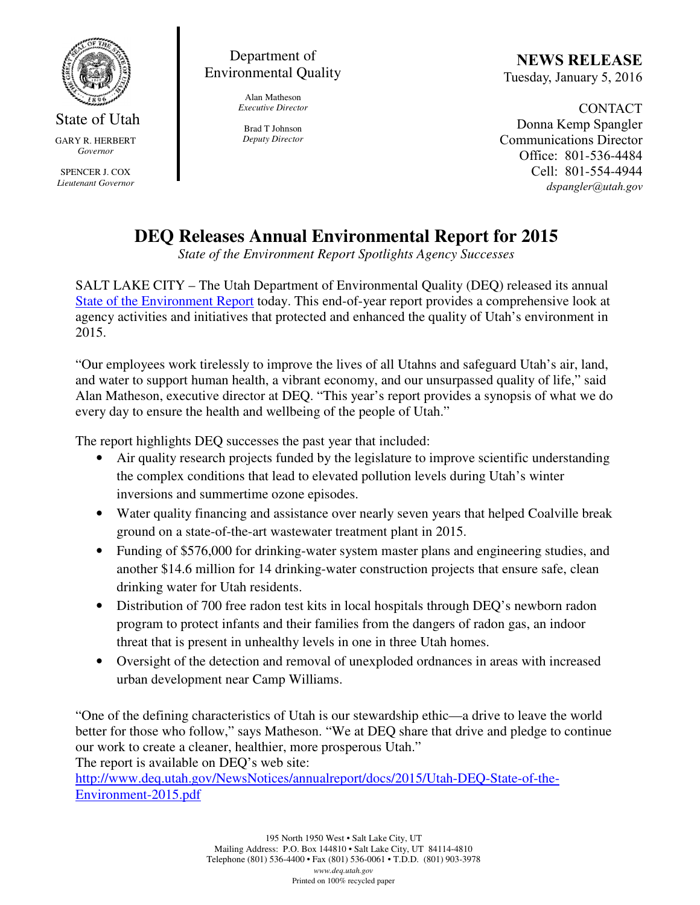State of Utah

GARY R. HERBERT
*Governor*

SPENCER J. COX
*Lieutenant Governor*

Department of Environmental Quality

Alan Matheson
*Executive Director*

Brad T Johnson
*Deputy Director*

**NEWS RELEASE**
Tuesday, January 5, 2016

CONTACT
Donna Kemp Spangler
Communications Director
Office: 801-536-4484
Cell: 801-554-4944
*dspangler@utah.gov*

# DEQ Releases Annual Environmental Report for 2015

*State of the Environment Report Spotlights Agency Successes*

SALT LAKE CITY – The Utah Department of Environmental Quality (DEQ) released its annual State of the Environment Report today. This end-of-year report provides a comprehensive look at agency activities and initiatives that protected and enhanced the quality of Utah's environment in 2015.

"Our employees work tirelessly to improve the lives of all Utahns and safeguard Utah's air, land, and water to support human health, a vibrant economy, and our unsurpassed quality of life," said Alan Matheson, executive director at DEQ. "This year's report provides a synopsis of what we do every day to ensure the health and wellbeing of the people of Utah."

The report highlights DEQ successes the past year that included:

- Air quality research projects funded by the legislature to improve scientific understanding the complex conditions that lead to elevated pollution levels during Utah's winter inversions and summertime ozone episodes.
- Water quality financing and assistance over nearly seven years that helped Coalville break ground on a state-of-the-art wastewater treatment plant in 2015.
- Funding of $576,000 for drinking-water system master plans and engineering studies, and another $14.6 million for 14 drinking-water construction projects that ensure safe, clean drinking water for Utah residents.
- Distribution of 700 free radon test kits in local hospitals through DEQ's newborn radon program to protect infants and their families from the dangers of radon gas, an indoor threat that is present in unhealthy levels in one in three Utah homes.
- Oversight of the detection and removal of unexploded ordnances in areas with increased urban development near Camp Williams.

"One of the defining characteristics of Utah is our stewardship ethic—a drive to leave the world better for those who follow," says Matheson. "We at DEQ share that drive and pledge to continue our work to create a cleaner, healthier, more prosperous Utah."
The report is available on DEQ's web site:
http://www.deq.utah.gov/NewsNotices/annualreport/docs/2015/Utah-DEQ-State-of-the-Environment-2015.pdf

195 North 1950 West • Salt Lake City, UT
Mailing Address: P.O. Box 144810 • Salt Lake City, UT 84114-4810
Telephone (801) 536-4400 • Fax (801) 536-0061 • T.D.D. (801) 903-3978
*www.deq.utah.gov*
Printed on 100% recycled paper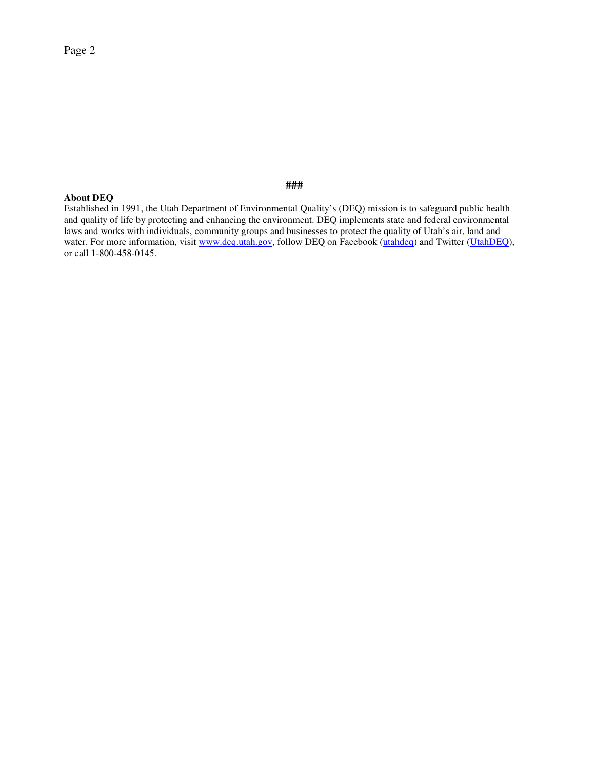###

**About DEQ**

Established in 1991, the Utah Department of Environmental Quality's (DEQ) mission is to safeguard public health and quality of life by protecting and enhancing the environment. DEQ implements state and federal environmental laws and works with individuals, community groups and businesses to protect the quality of Utah's air, land and water. For more information, visit www.deq.utah.gov, follow DEQ on Facebook (utahdeq) and Twitter (UtahDEQ), or call 1-800-458-0145.